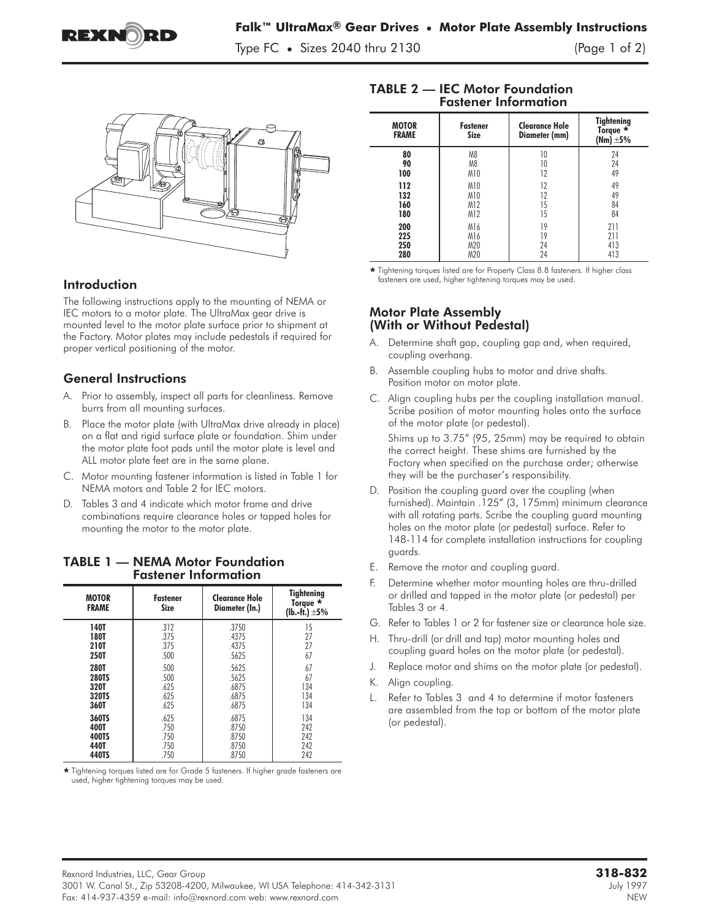# Falk™ UltraMax® Gear Drives • Motor Plate Assembly Instructions

Type FC • Sizes 2040 thru 2130

## Introduction

The following instructions apply to the mounting of NEMA or IEC motors to a motor plate. The UltraMax gear drive is mounted level to the motor plate surface prior to shipment at the Factory. Motor plates may include pedestals if required for proper vertical positioning of the motor.

## General Instructions

A. Prior to assembly, inspect all parts for cleanliness. Remove burrs from all mounting surfaces.

B. Place the motor plate (with UltraMax drive already in place) on a flat and rigid surface plate or foundation. Shim under the motor plate foot pads until the motor plate is level and ALL motor plate feet are in the same plane.

C. Motor mounting fastener information is listed in Table 1 for NEMA motors and Table 2 for IEC motors.

D. Tables 3 and 4 indicate which motor frame and drive combinations require clearance holes or tapped holes for mounting the motor to the motor plate.

### TABLE 1 — NEMA Motor Foundation Fastener Information

| MOTOR FRAME | Fastener Size | Clearance Hole Diameter (In.) | Tightening Torque ★ (lb.-ft.) ±5% |
|---|---|---|---|
| 140T | .312 | .3750 | 15 |
| 180T | .375 | .4375 | 27 |
| 210T | .375 | .4375 | 27 |
| 250T | .500 | .5625 | 67 |
| 280T | .500 | .5625 | 67 |
| 280TS | .500 | .5625 | 67 |
| 320T | .625 | .6875 | 134 |
| 320TS | .625 | .6875 | 134 |
| 360T | .625 | .6875 | 134 |
| 360TS | .625 | .6875 | 134 |
| 400T | .750 | .8750 | 242 |
| 400TS | .750 | .8750 | 242 |
| 440T | .750 | .8750 | 242 |
| 440TS | .750 | .8750 | 242 |

★ Tightening torques listed are for Grade 5 fasteners. If higher grade fasteners are used, higher tightening torques may be used.

### TABLE 2 — IEC Motor Foundation Fastener Information

| MOTOR FRAME | Fastener Size | Clearance Hole Diameter (mm) | Tightening Torque ★ (Nm) ±5% |
|---|---|---|---|
| 80 | M8 | 10 | 24 |
| 90 | M8 | 10 | 24 |
| 100 | M10 | 12 | 49 |
| 112 | M10 | 12 | 49 |
| 132 | M10 | 12 | 49 |
| 160 | M12 | 15 | 84 |
| 180 | M12 | 15 | 84 |
| 200 | M16 | 19 | 211 |
| 225 | M16 | 19 | 211 |
| 250 | M20 | 24 | 413 |
| 280 | M20 | 24 | 413 |

★ Tightening torques listed are for Property Class 8.8 fasteners. If higher class fasteners are used, higher tightening torques may be used.

## Motor Plate Assembly (With or Without Pedestal)

A. Determine shaft gap, coupling gap and, when required, coupling overhang.

B. Assemble coupling hubs to motor and drive shafts. Position motor on motor plate.

C. Align coupling hubs per the coupling installation manual. Scribe position of motor mounting holes onto the surface of the motor plate (or pedestal).

   Shims up to 3.75" (95, 25mm) may be required to obtain the correct height. These shims are furnished by the Factory when specified on the purchase order; otherwise they will be the purchaser's responsibility.

D. Position the coupling guard over the coupling (when furnished). Maintain .125" (3, 175mm) minimum clearance with all rotating parts. Scribe the coupling guard mounting holes on the motor plate (or pedestal) surface. Refer to 148-114 for complete installation instructions for coupling guards.

E. Remove the motor and coupling guard.

F. Determine whether motor mounting holes are thru-drilled or drilled and tapped in the motor plate (or pedestal) per Tables 3 or 4.

G. Refer to Tables 1 or 2 for fastener size or clearance hole size.

H. Thru-drill (or drill and tap) motor mounting holes and coupling guard holes on the motor plate (or pedestal).

J. Replace motor and shims on the motor plate (or pedestal).

K. Align coupling.

L. Refer to Tables 3 and 4 to determine if motor fasteners are assembled from the top or bottom of the motor plate (or pedestal).

Rexnord Industries, LLC, Gear Group
3001 W. Canal St., Zip 53208-4200, Milwaukee, WI USA Telephone: 414-342-3131
Fax: 414-937-4359 e-mail: info@rexnord.com web: www.rexnord.com

318-832
July 1997
NEW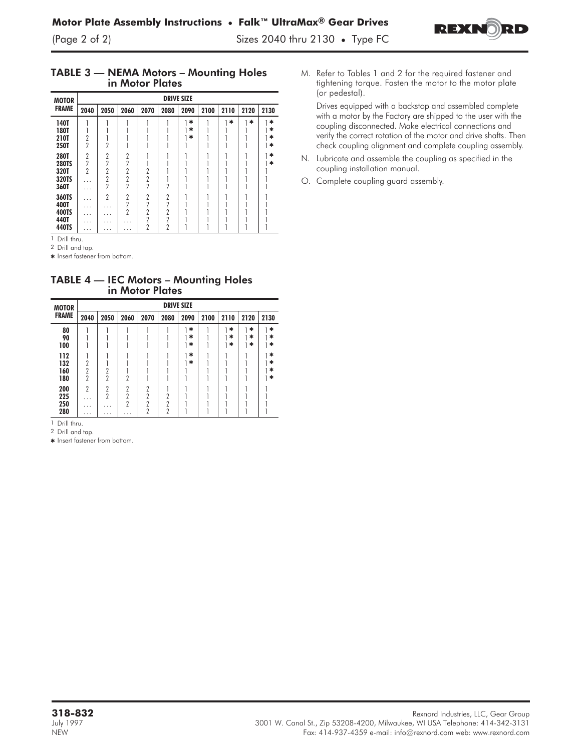### TABLE 3 — NEMA Motors – Mounting Holes in Motor Plates

| MOTOR FRAME | DRIVE SIZE | | | | | | | | | |
|---|---|---|---|---|---|---|---|---|---|---|
| | 2040 | 2050 | 2060 | 2070 | 2080 | 2090 | 2100 | 2110 | 2120 | 2130 |
| 140T | 1 | 1 | 1 | 1 | 1 | 1 ✱ | 1 | 1 ✱ | 1 ✱ | 1 ✱ |
| 180T | 1 | 1 | 1 | 1 | 1 | 1 ✱ | 1 | 1 | 1 | 1 ✱ |
| 210T | 2 | 1 | 1 | 1 | 1 | 1 ✱ | 1 | 1 | 1 | 1 ✱ |
| 250T | 2 | 2 | 1 | 1 | 1 | 1 | 1 | 1 | 1 | 1 ✱ |
| 280T | 2 | 2 | 2 | 1 | 1 | 1 | 1 | 1 | 1 | 1 ✱ |
| 280TS | 2 | 2 | 2 | 1 | 1 | 1 | 1 | 1 | 1 | 1 ✱ |
| 320T | 2 | 2 | 2 | 2 | 1 | 1 | 1 | 1 | 1 | 1 |
| 320TS | . . . | 2 | 2 | 2 | 1 | 1 | 1 | 1 | 1 | 1 |
| 360T | . . . | 2 | 2 | 2 | 2 | 1 | 1 | 1 | 1 | 1 |
| 360TS | . . . | 2 | 2 | 2 | 2 | 1 | 1 | 1 | 1 | 1 |
| 400T | . . . | . . . | 2 | 2 | 2 | 1 | 1 | 1 | 1 | 1 |
| 400TS | . . . | . . . | 2 | 2 | 2 | 1 | 1 | 1 | 1 | 1 |
| 440T | . . . | . . . | . . . | 2 | 2 | 1 | 1 | 1 | 1 | 1 |
| 440TS | . . . | . . . | . . . | 2 | 2 | 1 | 1 | 1 | 1 | 1 |

1 Drill thru.
2 Drill and tap.
✱ Insert fastener from bottom.

### TABLE 4 — IEC Motors – Mounting Holes in Motor Plates

| MOTOR FRAME | DRIVE SIZE | | | | | | | | | |
|---|---|---|---|---|---|---|---|---|---|---|
| | 2040 | 2050 | 2060 | 2070 | 2080 | 2090 | 2100 | 2110 | 2120 | 2130 |
| 80 | 1 | 1 | 1 | 1 | 1 | 1 ✱ | 1 | 1 ✱ | 1 ✱ | 1 ✱ |
| 90 | 1 | 1 | 1 | 1 | 1 | 1 ✱ | 1 | 1 ✱ | 1 ✱ | 1 ✱ |
| 100 | 1 | 1 | 1 | 1 | 1 | 1 ✱ | 1 | 1 ✱ | 1 ✱ | 1 ✱ |
| 112 | 1 | 1 | 1 | 1 | 1 | 1 ✱ | 1 | 1 | 1 | 1 ✱ |
| 132 | 2 | 1 | 1 | 1 | 1 | 1 ✱ | 1 | 1 | 1 | 1 ✱ |
| 160 | 2 | 2 | 1 | 1 | 1 | 1 | 1 | 1 | 1 | 1 ✱ |
| 180 | 2 | 2 | 2 | 1 | 1 | 1 | 1 | 1 | 1 | 1 ✱ |
| 200 | 2 | 2 | 2 | 2 | 1 | 1 | 1 | 1 | 1 | 1 |
| 225 | . . . | 2 | 2 | 2 | 2 | 1 | 1 | 1 | 1 | 1 |
| 250 | . . . | . . . | 2 | 2 | 2 | 1 | 1 | 1 | 1 | 1 |
| 280 | . . . | . . . | . . . | 2 | 2 | 1 | 1 | 1 | 1 | 1 |

1 Drill thru.
2 Drill and tap.
✱ Insert fastener from bottom.

M. Refer to Tables 1 and 2 for the required fastener and tightening torque. Fasten the motor to the motor plate (or pedestal).

Drives equipped with a backstop and assembled complete with a motor by the Factory are shipped to the user with the coupling disconnected. Make electrical connections and verify the correct rotation of the motor and drive shafts. Then check coupling alignment and complete coupling assembly.

N. Lubricate and assemble the coupling as specified in the coupling installation manual.

O. Complete coupling guard assembly.

**318-832**
July 1997
NEW

Rexnord Industries, LLC, Gear Group
3001 W. Canal St., Zip 53208-4200, Milwaukee, WI USA Telephone: 414-342-3131
Fax: 414-937-4359 e-mail: info@rexnord.com web: www.rexnord.com